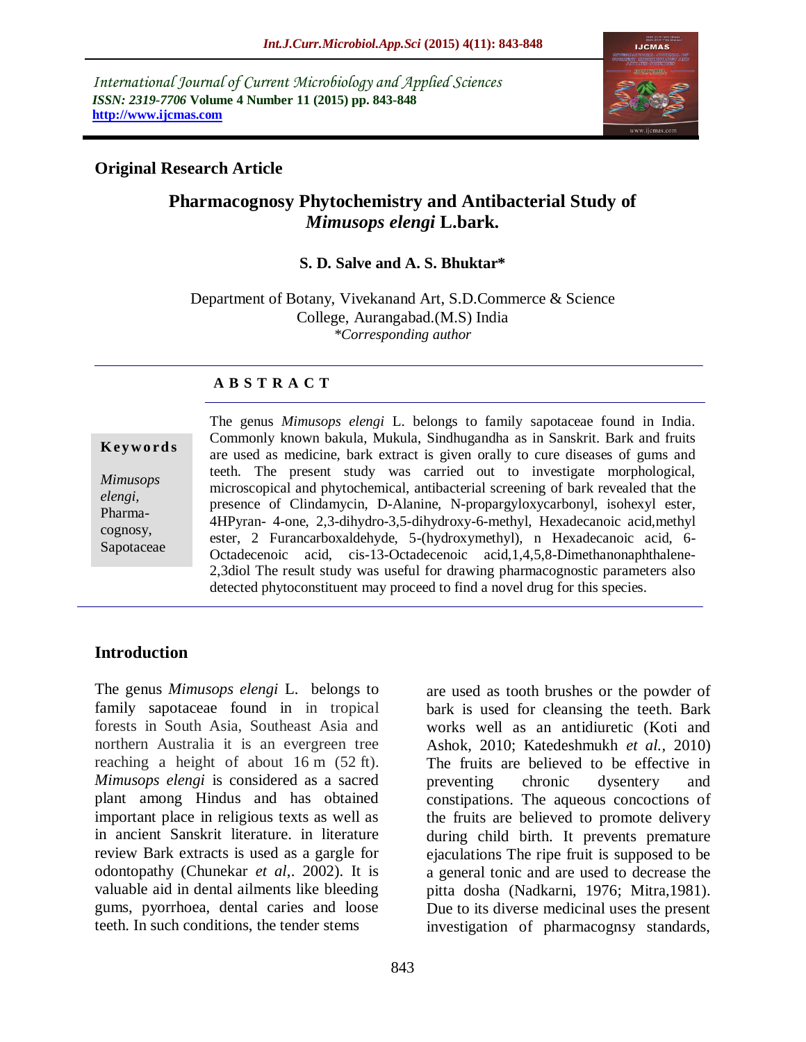International Journal of Current Microbiology and Applied Sciences
*ISSN: 2319-7706* **Volume 4 Number 11 (2015) pp. 843-848**
**http://www.ijcmas.com**

**Original Research Article**

# Pharmacognosy Phytochemistry and Antibacterial Study of *Mimusops elengi* L.bark.

**S. D. Salve and A. S. Bhuktar***

Department of Botany, Vivekanand Art, S.D.Commerce & Science College, Aurangabad.(M.S) India
*\*Corresponding author*

## A B S T R A C T

**Keywords**

*Mimusops elengi*, Pharma-cognosy, Sapotaceae

The genus *Mimusops elengi* L. belongs to family sapotaceae found in India. Commonly known bakula, Mukula, Sindhugandha as in Sanskrit. Bark and fruits are used as medicine, bark extract is given orally to cure diseases of gums and teeth. The present study was carried out to investigate morphological, microscopical and phytochemical, antibacterial screening of bark revealed that the presence of Clindamycin, D-Alanine, N-propargyloxycarbonyl, isohexyl ester, 4HPyran- 4-one, 2,3-dihydro-3,5-dihydroxy-6-methyl, Hexadecanoic acid,methyl ester, 2 Furancarboxaldehyde, 5-(hydroxymethyl), n Hexadecanoic acid, 6-Octadecenoic acid, cis-13-Octadecenoic acid,1,4,5,8-Dimethanonaphthalene-2,3diol The result study was useful for drawing pharmacognostic parameters also detected phytoconstituent may proceed to find a novel drug for this species.

## Introduction

The genus *Mimusops elengi* L. belongs to family sapotaceae found in in tropical forests in South Asia, Southeast Asia and northern Australia it is an evergreen tree reaching a height of about 16 m (52 ft). *Mimusops elengi* is considered as a sacred plant among Hindus and has obtained important place in religious texts as well as in ancient Sanskrit literature. in literature review Bark extracts is used as a gargle for odontopathy (Chunekar *et al*,. 2002). It is valuable aid in dental ailments like bleeding gums, pyorrhoea, dental caries and loose teeth. In such conditions, the tender stems are used as tooth brushes or the powder of bark is used for cleansing the teeth. Bark works well as an antidiuretic (Koti and Ashok, 2010; Katedeshmukh *et al.*, 2010) The fruits are believed to be effective in preventing chronic dysentery and constipations. The aqueous concoctions of the fruits are believed to promote delivery during child birth. It prevents premature ejaculations The ripe fruit is supposed to be a general tonic and are used to decrease the pitta dosha (Nadkarni, 1976; Mitra,1981). Due to its diverse medicinal uses the present investigation of pharmacognsy standards,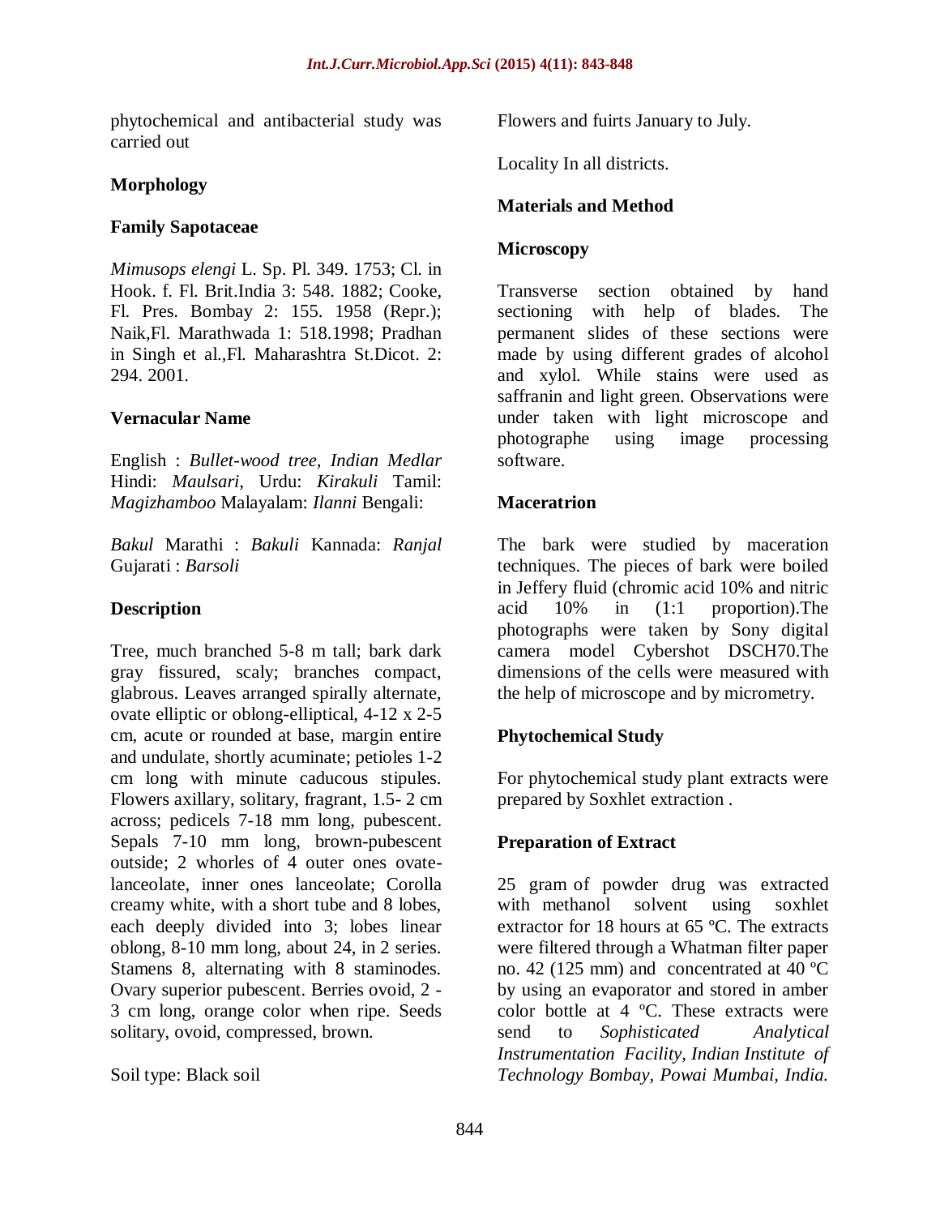phytochemical and antibacterial study was carried out

## Morphology

### Family Sapotaceae

*Mimusops elengi* L. Sp. Pl. 349. 1753; Cl. in Hook. f. Fl. Brit.India 3: 548. 1882; Cooke, Fl. Pres. Bombay 2: 155. 1958 (Repr.); Naik,Fl. Marathwada 1: 518.1998; Pradhan in Singh et al.,Fl. Maharashtra St.Dicot. 2: 294. 2001.

### Vernacular Name

English : *Bullet-wood tree, Indian Medlar* Hindi: *Maulsari*, Urdu: *Kirakuli* Tamil: *Magizhamboo* Malayalam: *Ilanni* Bengali:

*Bakul* Marathi : *Bakuli* Kannada: *Ranjal* Gujarati : *Barsoli*

### Description

Tree, much branched 5-8 m tall; bark dark gray fissured, scaly; branches compact, glabrous. Leaves arranged spirally alternate, ovate elliptic or oblong-elliptical, 4-12 x 2-5 cm, acute or rounded at base, margin entire and undulate, shortly acuminate; petioles 1-2 cm long with minute caducous stipules. Flowers axillary, solitary, fragrant, 1.5- 2 cm across; pedicels 7-18 mm long, pubescent. Sepals 7-10 mm long, brown-pubescent outside; 2 whorles of 4 outer ones ovate-lanceolate, inner ones lanceolate; Corolla creamy white, with a short tube and 8 lobes, each deeply divided into 3; lobes linear oblong, 8-10 mm long, about 24, in 2 series. Stamens 8, alternating with 8 staminodes. Ovary superior pubescent. Berries ovoid, 2 - 3 cm long, orange color when ripe. Seeds solitary, ovoid, compressed, brown.

Soil type: Black soil

Flowers and fuirts January to July.

Locality In all districts.

## Materials and Method

### Microscopy

Transverse section obtained by hand sectioning with help of blades. The permanent slides of these sections were made by using different grades of alcohol and xylol. While stains were used as saffranin and light green. Observations were under taken with light microscope and photographe using image processing software.

### Maceratrion

The bark were studied by maceration techniques. The pieces of bark were boiled in Jeffery fluid (chromic acid 10% and nitric acid 10% in (1:1 proportion).The photographs were taken by Sony digital camera model Cybershot DSCH70.The dimensions of the cells were measured with the help of microscope and by micrometry.

### Phytochemical Study

For phytochemical study plant extracts were prepared by Soxhlet extraction .

### Preparation of Extract

25 gram of powder drug was extracted with methanol solvent using soxhlet extractor for 18 hours at 65 ºC. The extracts were filtered through a Whatman filter paper no. 42 (125 mm) and concentrated at 40 ºC by using an evaporator and stored in amber color bottle at 4 ºC. These extracts were send to *Sophisticated Analytical Instrumentation Facility, Indian Institute of Technology Bombay, Powai Mumbai, India.*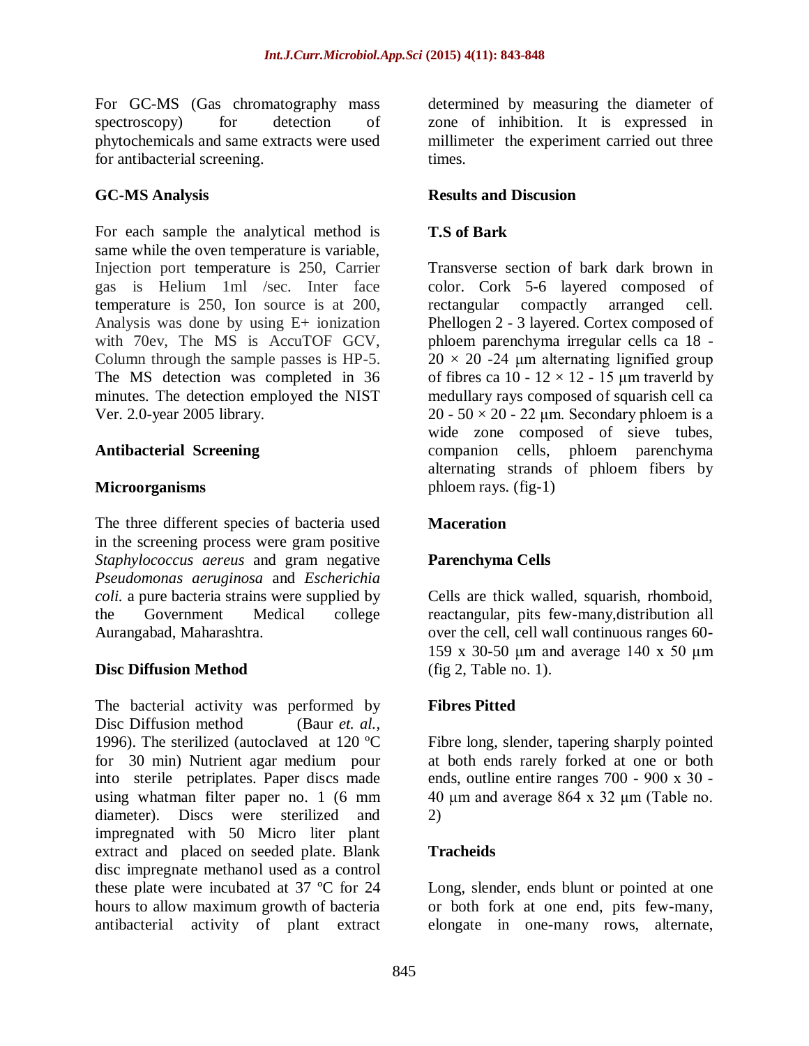For GC-MS (Gas chromatography mass spectroscopy) for detection of phytochemicals and same extracts were used for antibacterial screening.

## GC-MS Analysis

For each sample the analytical method is same while the oven temperature is variable, Injection port temperature is 250, Carrier gas is Helium 1ml /sec. Inter face temperature is 250, Ion source is at 200, Analysis was done by using E+ ionization with 70ev, The MS is AccuTOF GCV, Column through the sample passes is HP-5. The MS detection was completed in 36 minutes. The detection employed the NIST Ver. 2.0-year 2005 library.

## Antibacterial Screening

### Microorganisms

The three different species of bacteria used in the screening process were gram positive *Staphylococcus aereus* and gram negative *Pseudomonas aeruginosa* and *Escherichia coli.* a pure bacteria strains were supplied by the Government Medical college Aurangabad, Maharashtra.

### Disc Diffusion Method

The bacterial activity was performed by Disc Diffusion method (Baur *et. al.*, 1996). The sterilized (autoclaved at 120 ºC for 30 min) Nutrient agar medium pour into sterile petriplates. Paper discs made using whatman filter paper no. 1 (6 mm diameter). Discs were sterilized and impregnated with 50 Micro liter plant extract and placed on seeded plate. Blank disc impregnate methanol used as a control these plate were incubated at 37 ºC for 24 hours to allow maximum growth of bacteria antibacterial activity of plant extract determined by measuring the diameter of zone of inhibition. It is expressed in millimeter the experiment carried out three times.

## Results and Discusion

### T.S of Bark

Transverse section of bark dark brown in color. Cork 5-6 layered composed of rectangular compactly arranged cell. Phellogen 2 - 3 layered. Cortex composed of phloem parenchyma irregular cells ca 18 - 20 × 20 -24 µm alternating lignified group of fibres ca 10 - 12 × 12 - 15 µm traverld by medullary rays composed of squarish cell ca 20 - 50 × 20 - 22 µm. Secondary phloem is a wide zone composed of sieve tubes, companion cells, phloem parenchyma alternating strands of phloem fibers by phloem rays. (fig-1)

### Maceration

### Parenchyma Cells

Cells are thick walled, squarish, rhomboid, reactangular, pits few-many,distribution all over the cell, cell wall continuous ranges 60-159 x 30-50 µm and average 140 x 50 µm (fig 2, Table no. 1).

### Fibres Pitted

Fibre long, slender, tapering sharply pointed at both ends rarely forked at one or both ends, outline entire ranges 700 - 900 x 30 - 40 µm and average 864 x 32 µm (Table no. 2)

### Tracheids

Long, slender, ends blunt or pointed at one or both fork at one end, pits few-many, elongate in one-many rows, alternate,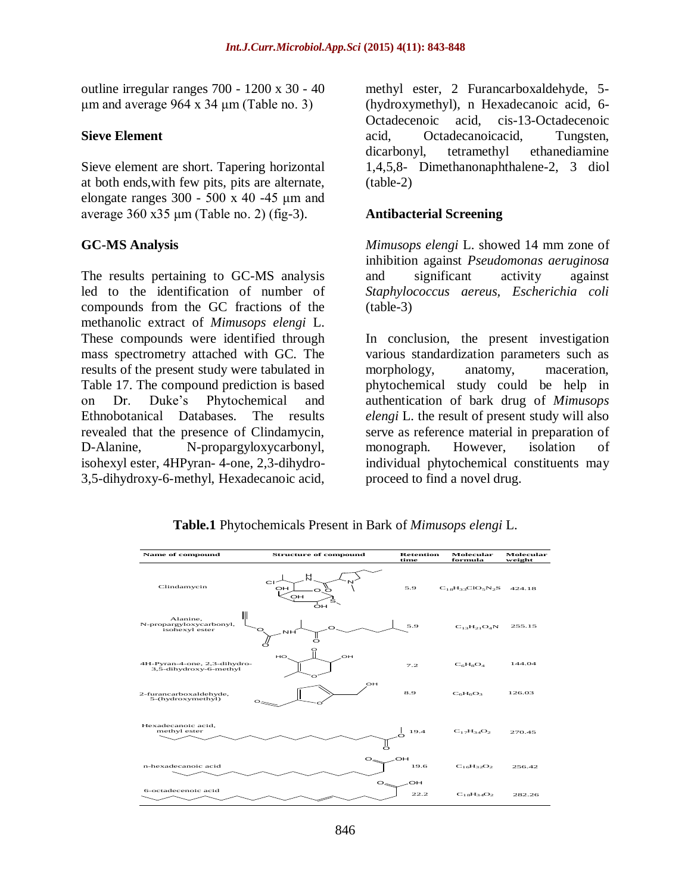outline irregular ranges 700 - 1200 x 30 - 40 µm and average 964 x 34 µm (Table no. 3)

### Sieve Element

Sieve element are short. Tapering horizontal at both ends,with few pits, pits are alternate, elongate ranges 300 - 500 x 40 -45 µm and average 360 x35 µm (Table no. 2) (fig-3).

### GC-MS Analysis

The results pertaining to GC-MS analysis led to the identification of number of compounds from the GC fractions of the methanolic extract of *Mimusops elengi* L. These compounds were identified through mass spectrometry attached with GC. The results of the present study were tabulated in Table 17. The compound prediction is based on Dr. Duke's Phytochemical and Ethnobotanical Databases. The results revealed that the presence of Clindamycin, D-Alanine, N-propargyloxycarbonyl, isohexyl ester, 4HPyran- 4-one, 2,3-dihydro-3,5-dihydroxy-6-methyl, Hexadecanoic acid, methyl ester, 2 Furancarboxaldehyde, 5-(hydroxymethyl), n Hexadecanoic acid, 6-Octadecenoic acid, cis-13-Octadecenoic acid, Octadecanoicacid, Tungsten, dicarbonyl, tetramethyl ethanediamine 1,4,5,8- Dimethanonaphthalene-2, 3 diol (table-2)

### Antibacterial Screening

*Mimusops elengi* L. showed 14 mm zone of inhibition against *Pseudomonas aeruginosa* and significant activity against *Staphylococcus aereus, Escherichia coli* (table-3)

In conclusion, the present investigation various standardization parameters such as morphology, anatomy, maceration, phytochemical study could be help in authentication of bark drug of *Mimusops elengi* L. the result of present study will also serve as reference material in preparation of monograph. However, isolation of individual phytochemical constituents may proceed to find a novel drug.

**Table.1** Phytochemicals Present in Bark of *Mimusops elengi* L.

| Name of compound | Structure of compound | Retention time | Molecular formula | Molecular weight |
|---|---|---|---|---|
| Clindamycin | | 5.9 | $C_{18}H_{33}ClO_5N_2S$ | 424.18 |
| Alanine, N-propargyloxycarbonyl, isohexyl ester | | 5.9 | $C_{13}H_{21}O_4N$ | 255.15 |
| 4H-Pyran-4-one, 2,3-dihydro-3,5-dihydroxy-6-methyl | | 7.2 | $C_6H_8O_4$ | 144.04 |
| 2-furancarboxaldehyde, 5-(hydroxymethyl) | | 8.9 | $C_6H_6O_3$ | 126.03 |
| Hexadecanoic acid, methyl ester | | 19.4 | $C_{17}H_{34}O_2$ | 270.45 |
| n-hexadecanoic acid | | 19.6 | $C_{16}H_{32}O_2$ | 256.42 |
| 6-octadecenoic acid | | 22.2 | $C_{18}H_{34}O_2$ | 282.26 |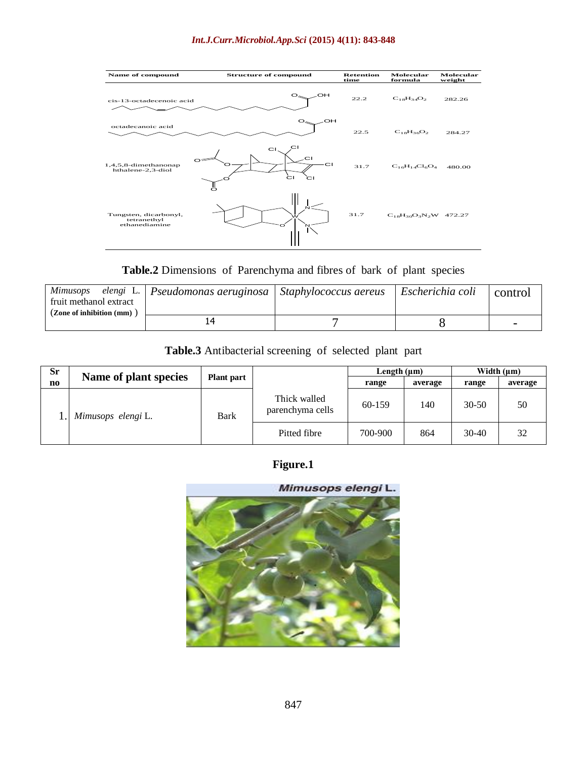| Name of compound | Structure of compound | Retention time | Molecular formula | Molecular weight |
|---|---|---|---|---|
| cis-13-octadecenoic acid | | 22.2 | $C_{18}H_{34}O_2$ | 282.26 |
| octadecanoic acid | | 22.5 | $C_{18}H_{36}O_2$ | 284.27 |
| 1,4,5,8-dimethanonaphthalene-2,3-diol | | 31.7 | $C_{16}H_{14}Cl_6O_4$ | 480.00 |
| Tungsten, dicarbonyl, tetranethyl ethanediamine | | 31.7 | $C_{18}H_{30}O_3N_2W$ | 472.27 |

**Table.2** Dimensions of Parenchyma and fibres of bark of plant species

| *Mimusops elengi* L. fruit methanol extract (Zone of inhibition (mm)) | *Pseudomonas aeruginosa* | *Staphylococcus aereus* | *Escherichia coli* | control |
|---|---|---|---|---|
| | 14 | 7 | 8 | - |

**Table.3** Antibacterial screening of selected plant part

| Sr no | Name of plant species | Plant part | | Length (µm) | | Width (µm) | |
|---|---|---|---|---|---|---|---|
| | | | | range | average | range | average |
| 1. | *Mimusops elengi* L. | Bark | Thick walled parenchyma cells | 60-159 | 140 | 30-50 | 50 |
| | | | Pitted fibre | 700-900 | 864 | 30-40 | 32 |

**Figure.1**

*Mimusops elengi* L.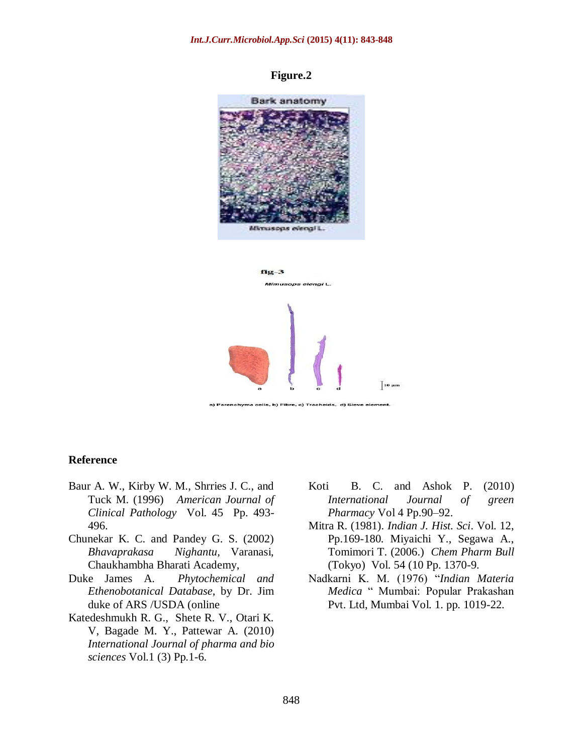**Figure.2**

Bark anatomy

*Mimusops elengi* L.

fig-3

*Mimusops elengi* L.

a b c d

10 µm

a) Parenchyma cells, b) Fibre, c) Tracheids, d) Sieve element.

## Reference

Baur A. W., Kirby W. M., Shrries J. C., and Tuck M. (1996) *American Journal of Clinical Pathology* Vol. 45 Pp. 493-496.

Chunekar K. C. and Pandey G. S. (2002) *Bhavaprakasa Nighantu*, Varanasi, Chaukhambha Bharati Academy,

Duke James A. *Phytochemical and Ethenobotanical Database*, by Dr. Jim duke of ARS /USDA (online

Katedeshmukh R. G., Shete R. V., Otari K. V, Bagade M. Y., Pattewar A. (2010) *International Journal of pharma and bio sciences* Vol.1 (3) Pp.1-6.

Koti B. C. and Ashok P. (2010) *International Journal of green Pharmacy* Vol 4 Pp.90–92.

Mitra R. (1981). *Indian J. Hist. Sci*. Vol. 12, Pp.169-180. Miyaichi Y., Segawa A., Tomimori T. (2006.) *Chem Pharm Bull* (Tokyo) Vol. 54 (10 Pp. 1370-9.

Nadkarni K. M. (1976) "*Indian Materia Medica* " Mumbai: Popular Prakashan Pvt. Ltd, Mumbai Vol. 1. pp. 1019-22.